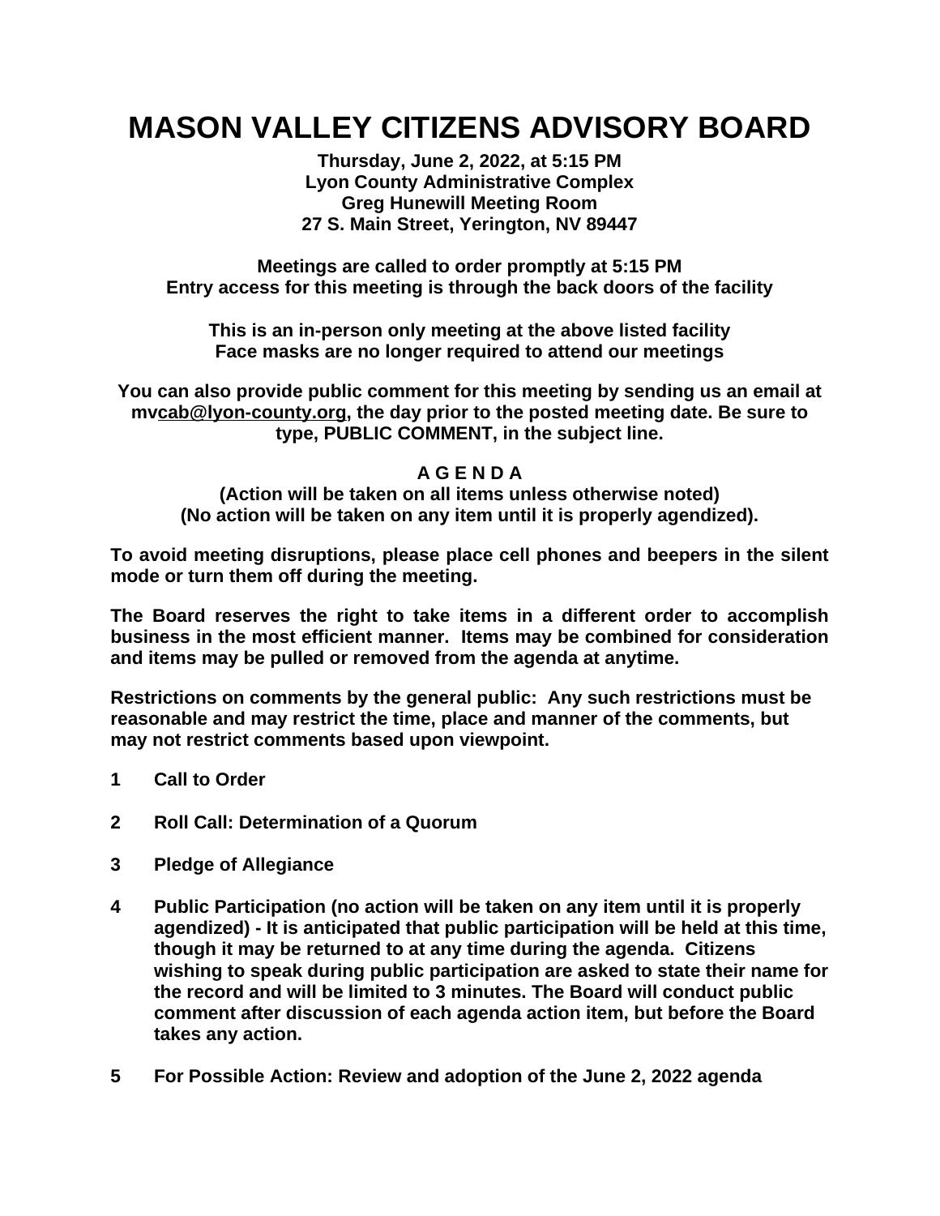# MASON VALLEY CITIZENS ADVISORY BOARD

**Thursday, June 2, 2022, at 5:15 PM**
**Lyon County Administrative Complex**
**Greg Hunewill Meeting Room**
**27 S. Main Street, Yerington, NV 89447**

**Meetings are called to order promptly at 5:15 PM**
**Entry access for this meeting is through the back doors of the facility**

**This is an in-person only meeting at the above listed facility**
**Face masks are no longer required to attend our meetings**

**You can also provide public comment for this meeting by sending us an email at mvcab@lyon-county.org, the day prior to the posted meeting date. Be sure to type, PUBLIC COMMENT, in the subject line.**

## A G E N D A

**(Action will be taken on all items unless otherwise noted)**
**(No action will be taken on any item until it is properly agendized).**

**To avoid meeting disruptions, please place cell phones and beepers in the silent mode or turn them off during the meeting.**

**The Board reserves the right to take items in a different order to accomplish business in the most efficient manner. Items may be combined for consideration and items may be pulled or removed from the agenda at anytime.**

**Restrictions on comments by the general public: Any such restrictions must be reasonable and may restrict the time, place and manner of the comments, but may not restrict comments based upon viewpoint.**

1. **Call to Order**

2. **Roll Call: Determination of a Quorum**

3. **Pledge of Allegiance**

4. **Public Participation (no action will be taken on any item until it is properly agendized) - It is anticipated that public participation will be held at this time, though it may be returned to at any time during the agenda. Citizens wishing to speak during public participation are asked to state their name for the record and will be limited to 3 minutes. The Board will conduct public comment after discussion of each agenda action item, but before the Board takes any action.**

5. **For Possible Action: Review and adoption of the June 2, 2022 agenda**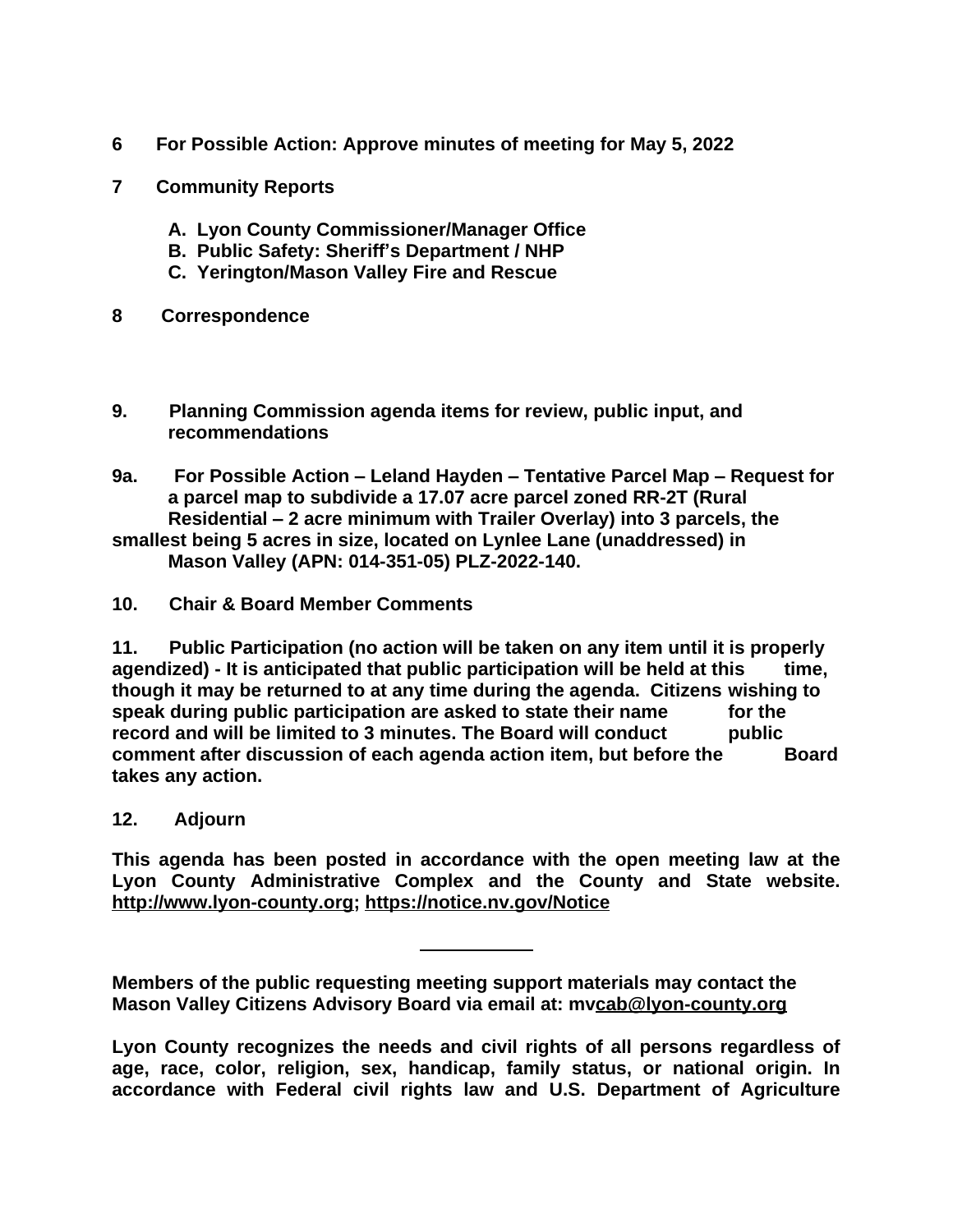**6 For Possible Action: Approve minutes of meeting for May 5, 2022**

**7 Community Reports**

**A. Lyon County Commissioner/Manager Office**
**B. Public Safety: Sheriff's Department / NHP**
**C. Yerington/Mason Valley Fire and Rescue**

**8 Correspondence**

**9. Planning Commission agenda items for review, public input, and recommendations**

**9a. For Possible Action – Leland Hayden – Tentative Parcel Map – Request for a parcel map to subdivide a 17.07 acre parcel zoned RR-2T (Rural Residential – 2 acre minimum with Trailer Overlay) into 3 parcels, the smallest being 5 acres in size, located on Lynlee Lane (unaddressed) in Mason Valley (APN: 014-351-05) PLZ-2022-140.**

**10. Chair & Board Member Comments**

**11. Public Participation (no action will be taken on any item until it is properly agendized) - It is anticipated that public participation will be held at this time, though it may be returned to at any time during the agenda. Citizens wishing to speak during public participation are asked to state their name for the record and will be limited to 3 minutes. The Board will conduct public comment after discussion of each agenda action item, but before the Board takes any action.**

**12. Adjourn**

**This agenda has been posted in accordance with the open meeting law at the Lyon County Administrative Complex and the County and State website. http://www.lyon-county.org; https://notice.nv.gov/Notice**

---

**Members of the public requesting meeting support materials may contact the Mason Valley Citizens Advisory Board via email at: mvcab@lyon-county.org**

**Lyon County recognizes the needs and civil rights of all persons regardless of age, race, color, religion, sex, handicap, family status, or national origin. In accordance with Federal civil rights law and U.S. Department of Agriculture**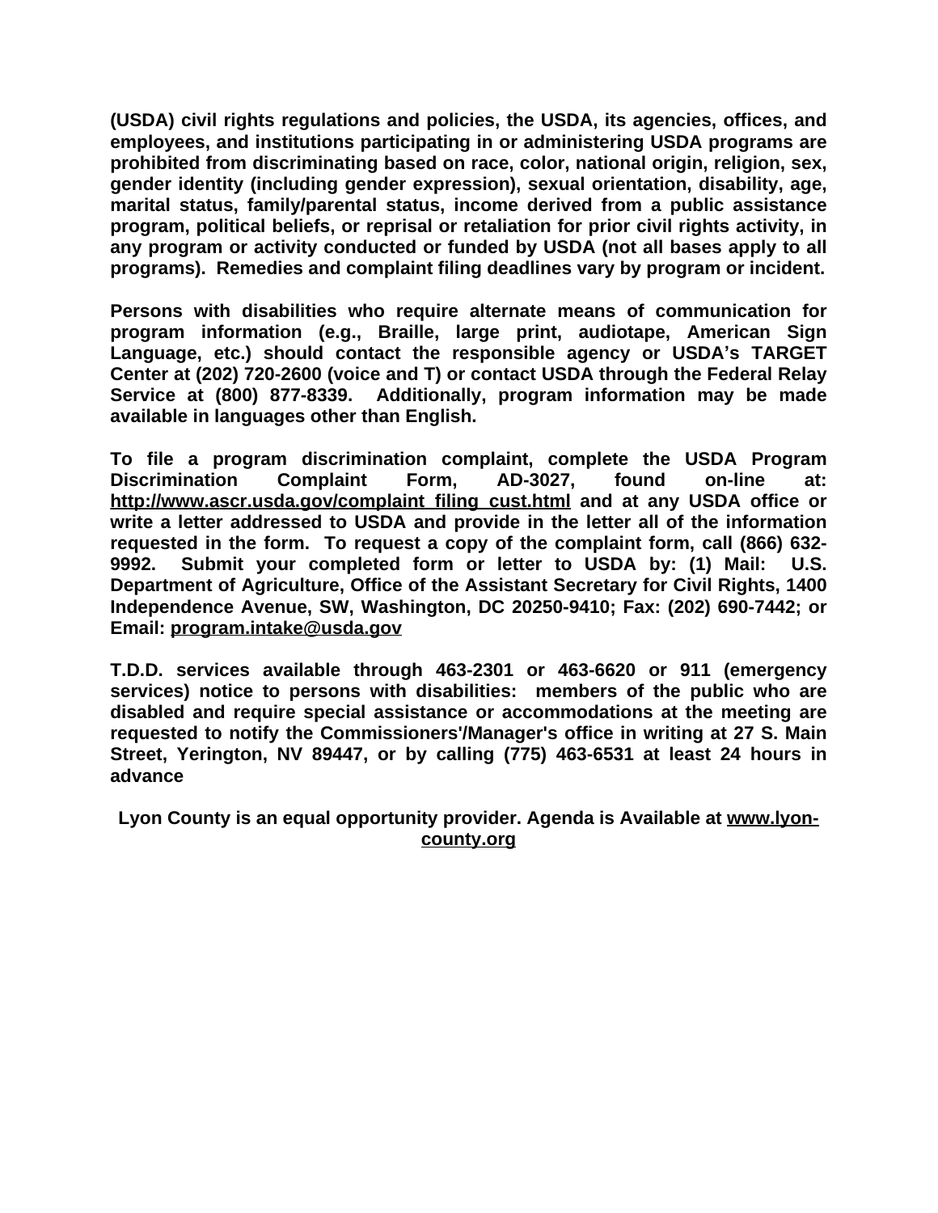**(USDA) civil rights regulations and policies, the USDA, its agencies, offices, and employees, and institutions participating in or administering USDA programs are prohibited from discriminating based on race, color, national origin, religion, sex, gender identity (including gender expression), sexual orientation, disability, age, marital status, family/parental status, income derived from a public assistance program, political beliefs, or reprisal or retaliation for prior civil rights activity, in any program or activity conducted or funded by USDA (not all bases apply to all programs). Remedies and complaint filing deadlines vary by program or incident.**

**Persons with disabilities who require alternate means of communication for program information (e.g., Braille, large print, audiotape, American Sign Language, etc.) should contact the responsible agency or USDA's TARGET Center at (202) 720-2600 (voice and T) or contact USDA through the Federal Relay Service at (800) 877-8339. Additionally, program information may be made available in languages other than English.**

**To file a program discrimination complaint, complete the USDA Program Discrimination Complaint Form, AD-3027, found on-line at: http://www.ascr.usda.gov/complaint_filing_cust.html and at any USDA office or write a letter addressed to USDA and provide in the letter all of the information requested in the form. To request a copy of the complaint form, call (866) 632-9992. Submit your completed form or letter to USDA by: (1) Mail: U.S. Department of Agriculture, Office of the Assistant Secretary for Civil Rights, 1400 Independence Avenue, SW, Washington, DC 20250-9410; Fax: (202) 690-7442; or Email: program.intake@usda.gov**

**T.D.D. services available through 463-2301 or 463-6620 or 911 (emergency services) notice to persons with disabilities: members of the public who are disabled and require special assistance or accommodations at the meeting are requested to notify the Commissioners'/Manager's office in writing at 27 S. Main Street, Yerington, NV 89447, or by calling (775) 463-6531 at least 24 hours in advance**

**Lyon County is an equal opportunity provider. Agenda is Available at www.lyon-county.org**